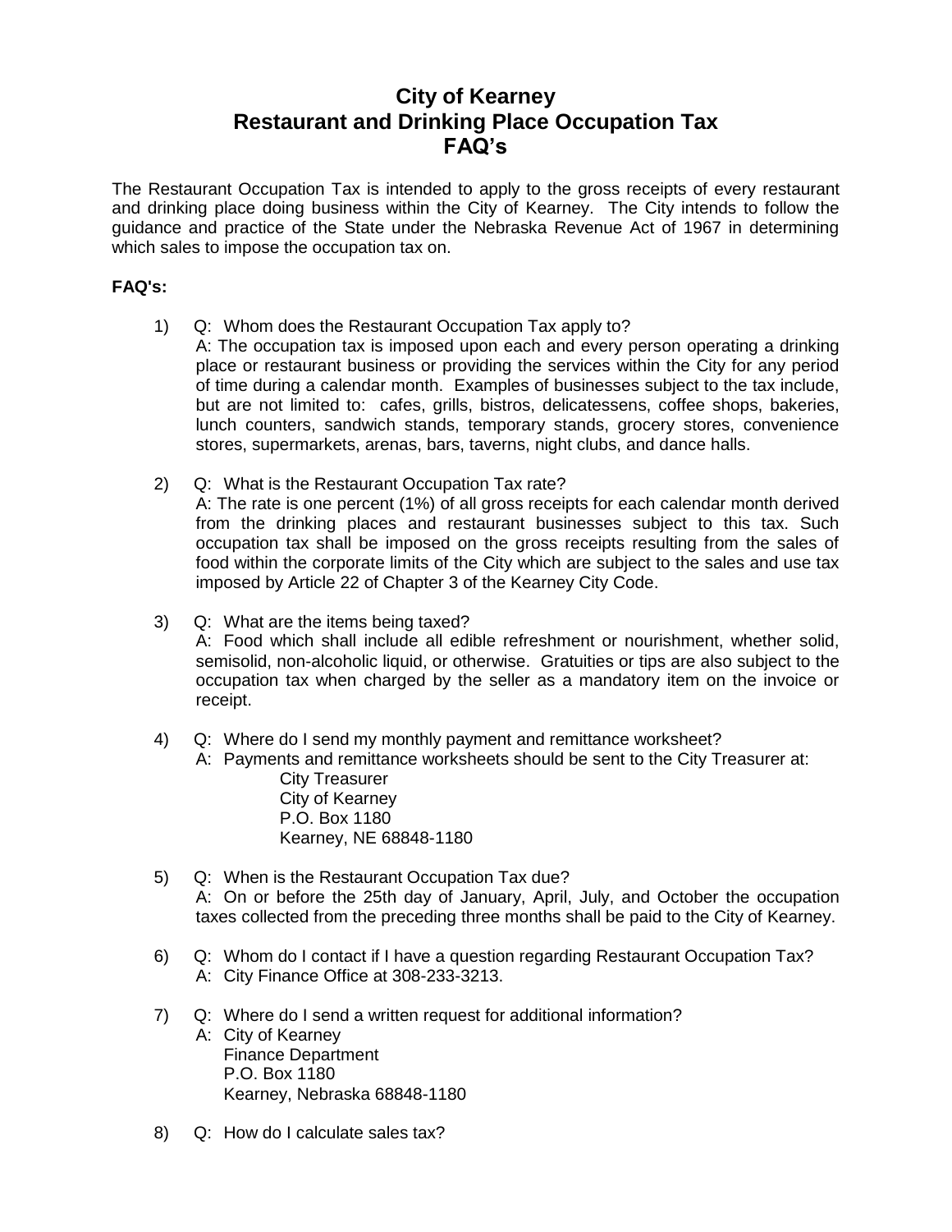# City of Kearney
# Restaurant and Drinking Place Occupation Tax
# FAQ's

The Restaurant Occupation Tax is intended to apply to the gross receipts of every restaurant and drinking place doing business within the City of Kearney. The City intends to follow the guidance and practice of the State under the Nebraska Revenue Act of 1967 in determining which sales to impose the occupation tax on.

**FAQ's:**

1) Q: Whom does the Restaurant Occupation Tax apply to?
   A: The occupation tax is imposed upon each and every person operating a drinking place or restaurant business or providing the services within the City for any period of time during a calendar month. Examples of businesses subject to the tax include, but are not limited to: cafes, grills, bistros, delicatessens, coffee shops, bakeries, lunch counters, sandwich stands, temporary stands, grocery stores, convenience stores, supermarkets, arenas, bars, taverns, night clubs, and dance halls.

2) Q: What is the Restaurant Occupation Tax rate?
   A: The rate is one percent (1%) of all gross receipts for each calendar month derived from the drinking places and restaurant businesses subject to this tax. Such occupation tax shall be imposed on the gross receipts resulting from the sales of food within the corporate limits of the City which are subject to the sales and use tax imposed by Article 22 of Chapter 3 of the Kearney City Code.

3) Q: What are the items being taxed?
   A: Food which shall include all edible refreshment or nourishment, whether solid, semisolid, non-alcoholic liquid, or otherwise. Gratuities or tips are also subject to the occupation tax when charged by the seller as a mandatory item on the invoice or receipt.

4) Q: Where do I send my monthly payment and remittance worksheet?
   A: Payments and remittance worksheets should be sent to the City Treasurer at:
   City Treasurer
   City of Kearney
   P.O. Box 1180
   Kearney, NE 68848-1180

5) Q: When is the Restaurant Occupation Tax due?
   A: On or before the 25th day of January, April, July, and October the occupation taxes collected from the preceding three months shall be paid to the City of Kearney.

6) Q: Whom do I contact if I have a question regarding Restaurant Occupation Tax?
   A: City Finance Office at 308-233-3213.

7) Q: Where do I send a written request for additional information?
   A: City of Kearney
   Finance Department
   P.O. Box 1180
   Kearney, Nebraska 68848-1180

8) Q: How do I calculate sales tax?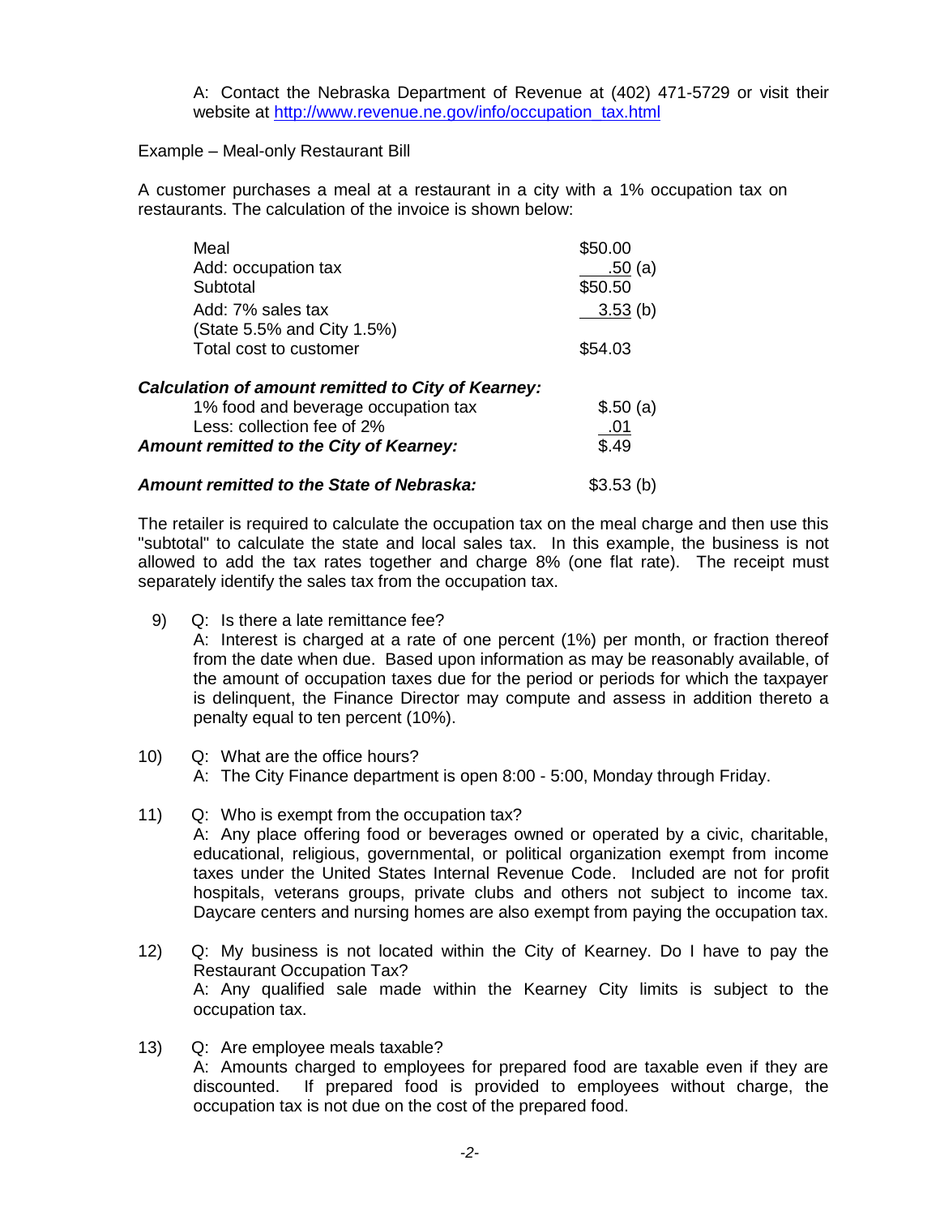A: Contact the Nebraska Department of Revenue at (402) 471-5729 or visit their website at http://www.revenue.ne.gov/info/occupation_tax.html

Example – Meal-only Restaurant Bill

A customer purchases a meal at a restaurant in a city with a 1% occupation tax on restaurants. The calculation of the invoice is shown below:

| | |
|---|---|
| Meal | $50.00 |
| Add: occupation tax | .50 (a) |
| Subtotal | $50.50 |
| Add: 7% sales tax (State 5.5% and City 1.5%) | 3.53 (b) |
| Total cost to customer | $54.03 |

| | |
|---|---|
| ***Calculation of amount remitted to City of Kearney:*** | |
| 1% food and beverage occupation tax | $.50 (a) |
| Less: collection fee of 2% | .01 |
| ***Amount remitted to the City of Kearney:*** | $.49 |
| | |
| ***Amount remitted to the State of Nebraska:*** | $3.53 (b) |

The retailer is required to calculate the occupation tax on the meal charge and then use this "subtotal" to calculate the state and local sales tax. In this example, the business is not allowed to add the tax rates together and charge 8% (one flat rate). The receipt must separately identify the sales tax from the occupation tax.

9) Q: Is there a late remittance fee?
   A: Interest is charged at a rate of one percent (1%) per month, or fraction thereof from the date when due. Based upon information as may be reasonably available, of the amount of occupation taxes due for the period or periods for which the taxpayer is delinquent, the Finance Director may compute and assess in addition thereto a penalty equal to ten percent (10%).

10) Q: What are the office hours?
    A: The City Finance department is open 8:00 - 5:00, Monday through Friday.

11) Q: Who is exempt from the occupation tax?
    A: Any place offering food or beverages owned or operated by a civic, charitable, educational, religious, governmental, or political organization exempt from income taxes under the United States Internal Revenue Code. Included are not for profit hospitals, veterans groups, private clubs and others not subject to income tax. Daycare centers and nursing homes are also exempt from paying the occupation tax.

12) Q: My business is not located within the City of Kearney. Do I have to pay the Restaurant Occupation Tax?
    A: Any qualified sale made within the Kearney City limits is subject to the occupation tax.

13) Q: Are employee meals taxable?
    A: Amounts charged to employees for prepared food are taxable even if they are discounted. If prepared food is provided to employees without charge, the occupation tax is not due on the cost of the prepared food.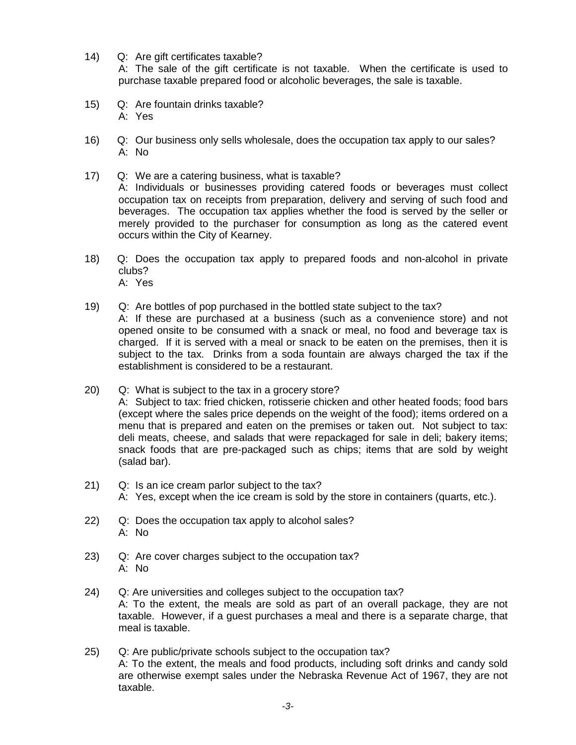14) Q: Are gift certificates taxable?
A: The sale of the gift certificate is not taxable. When the certificate is used to purchase taxable prepared food or alcoholic beverages, the sale is taxable.

15) Q: Are fountain drinks taxable?
A: Yes

16) Q: Our business only sells wholesale, does the occupation tax apply to our sales?
A: No

17) Q: We are a catering business, what is taxable?
A: Individuals or businesses providing catered foods or beverages must collect occupation tax on receipts from preparation, delivery and serving of such food and beverages. The occupation tax applies whether the food is served by the seller or merely provided to the purchaser for consumption as long as the catered event occurs within the City of Kearney.

18) Q: Does the occupation tax apply to prepared foods and non-alcohol in private clubs?
A: Yes

19) Q: Are bottles of pop purchased in the bottled state subject to the tax?
A: If these are purchased at a business (such as a convenience store) and not opened onsite to be consumed with a snack or meal, no food and beverage tax is charged. If it is served with a meal or snack to be eaten on the premises, then it is subject to the tax. Drinks from a soda fountain are always charged the tax if the establishment is considered to be a restaurant.

20) Q: What is subject to the tax in a grocery store?
A: Subject to tax: fried chicken, rotisserie chicken and other heated foods; food bars (except where the sales price depends on the weight of the food); items ordered on a menu that is prepared and eaten on the premises or taken out. Not subject to tax: deli meats, cheese, and salads that were repackaged for sale in deli; bakery items; snack foods that are pre-packaged such as chips; items that are sold by weight (salad bar).

21) Q: Is an ice cream parlor subject to the tax?
A: Yes, except when the ice cream is sold by the store in containers (quarts, etc.).

22) Q: Does the occupation tax apply to alcohol sales?
A: No

23) Q: Are cover charges subject to the occupation tax?
A: No

24) Q: Are universities and colleges subject to the occupation tax?
A: To the extent, the meals are sold as part of an overall package, they are not taxable. However, if a guest purchases a meal and there is a separate charge, that meal is taxable.

25) Q: Are public/private schools subject to the occupation tax?
A: To the extent, the meals and food products, including soft drinks and candy sold are otherwise exempt sales under the Nebraska Revenue Act of 1967, they are not taxable.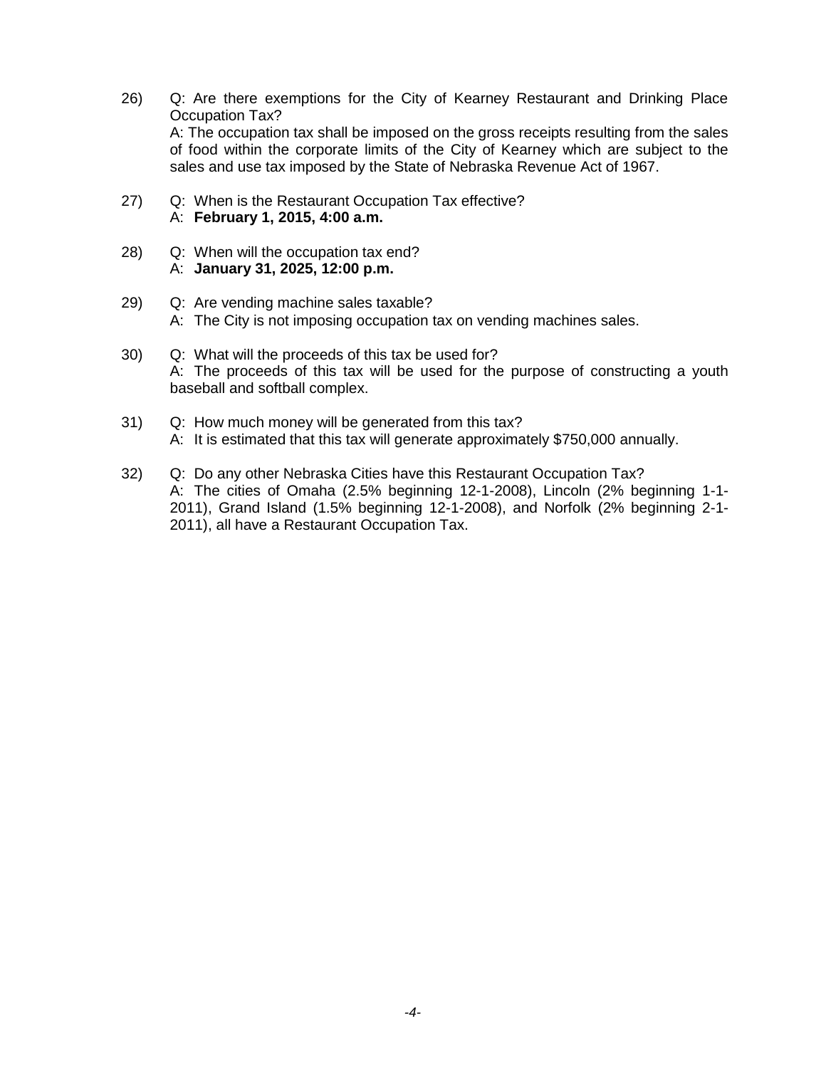26) Q: Are there exemptions for the City of Kearney Restaurant and Drinking Place Occupation Tax?
A: The occupation tax shall be imposed on the gross receipts resulting from the sales of food within the corporate limits of the City of Kearney which are subject to the sales and use tax imposed by the State of Nebraska Revenue Act of 1967.

27) Q: When is the Restaurant Occupation Tax effective?
A: **February 1, 2015, 4:00 a.m.**

28) Q: When will the occupation tax end?
A: **January 31, 2025, 12:00 p.m.**

29) Q: Are vending machine sales taxable?
A: The City is not imposing occupation tax on vending machines sales.

30) Q: What will the proceeds of this tax be used for?
A: The proceeds of this tax will be used for the purpose of constructing a youth baseball and softball complex.

31) Q: How much money will be generated from this tax?
A: It is estimated that this tax will generate approximately $750,000 annually.

32) Q: Do any other Nebraska Cities have this Restaurant Occupation Tax?
A: The cities of Omaha (2.5% beginning 12-1-2008), Lincoln (2% beginning 1-1-2011), Grand Island (1.5% beginning 12-1-2008), and Norfolk (2% beginning 2-1-2011), all have a Restaurant Occupation Tax.